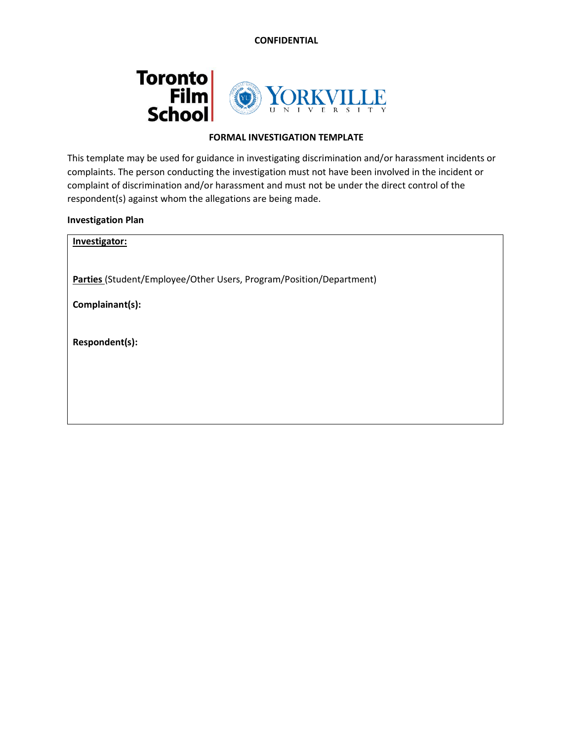**CONFIDENTIAL**

Toronto Film School | Yorkville University

## FORMAL INVESTIGATION TEMPLATE

This template may be used for guidance in investigating discrimination and/or harassment incidents or complaints. The person conducting the investigation must not have been involved in the incident or complaint of discrimination and/or harassment and must not be under the direct control of the respondent(s) against whom the allegations are being made.

**Investigation Plan**

| **Investigator:**<br><br>**Parties** (Student/Employee/Other Users, Program/Position/Department)<br><br>**Complainant(s):**<br><br>**Respondent(s):** |
|---|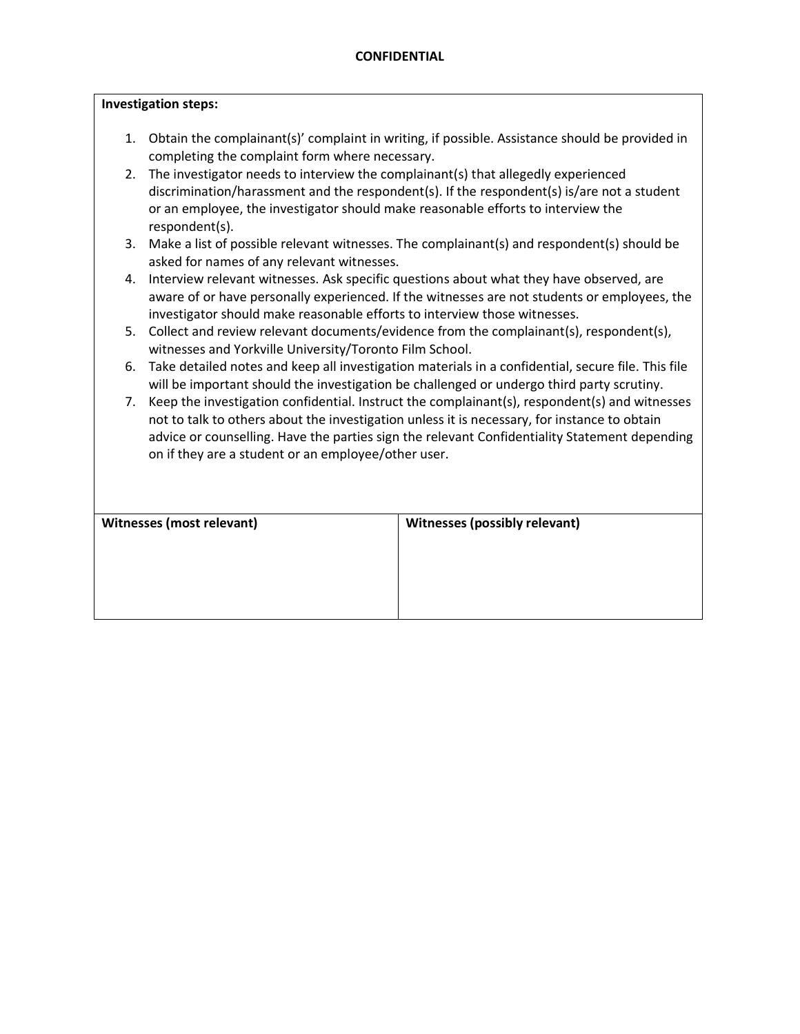**CONFIDENTIAL**

**Investigation steps:**

1. Obtain the complainant(s)' complaint in writing, if possible. Assistance should be provided in completing the complaint form where necessary.
2. The investigator needs to interview the complainant(s) that allegedly experienced discrimination/harassment and the respondent(s). If the respondent(s) is/are not a student or an employee, the investigator should make reasonable efforts to interview the respondent(s).
3. Make a list of possible relevant witnesses. The complainant(s) and respondent(s) should be asked for names of any relevant witnesses.
4. Interview relevant witnesses. Ask specific questions about what they have observed, are aware of or have personally experienced. If the witnesses are not students or employees, the investigator should make reasonable efforts to interview those witnesses.
5. Collect and review relevant documents/evidence from the complainant(s), respondent(s), witnesses and Yorkville University/Toronto Film School.
6. Take detailed notes and keep all investigation materials in a confidential, secure file. This file will be important should the investigation be challenged or undergo third party scrutiny.
7. Keep the investigation confidential. Instruct the complainant(s), respondent(s) and witnesses not to talk to others about the investigation unless it is necessary, for instance to obtain advice or counselling. Have the parties sign the relevant Confidentiality Statement depending on if they are a student or an employee/other user.

| **Witnesses (most relevant)** | **Witnesses (possibly relevant)** |
| --- | --- |
| | |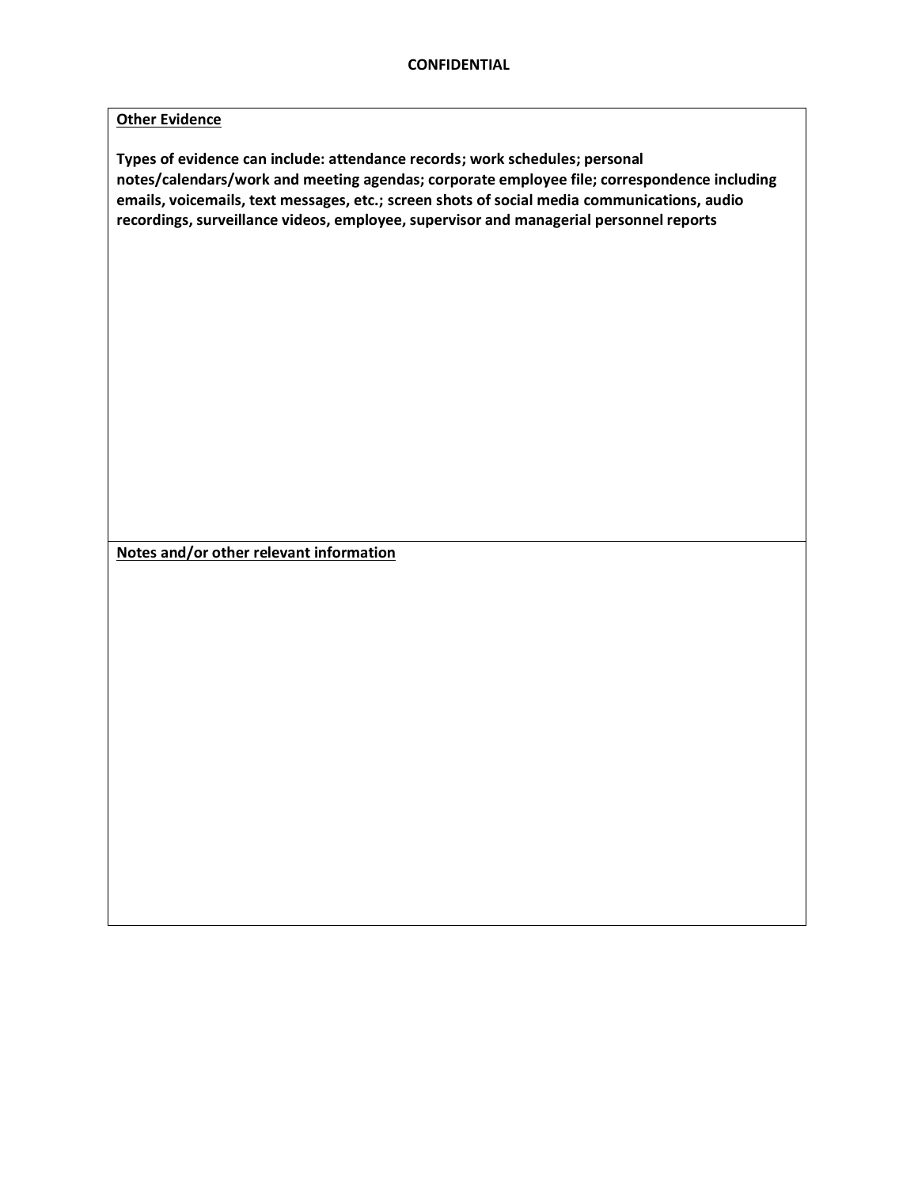**CONFIDENTIAL**

**<u>Other Evidence</u>**

**Types of evidence can include: attendance records; work schedules; personal notes/calendars/work and meeting agendas; corporate employee file; correspondence including emails, voicemails, text messages, etc.; screen shots of social media communications, audio recordings, surveillance videos, employee, supervisor and managerial personnel reports**

**<u>Notes and/or other relevant information</u>**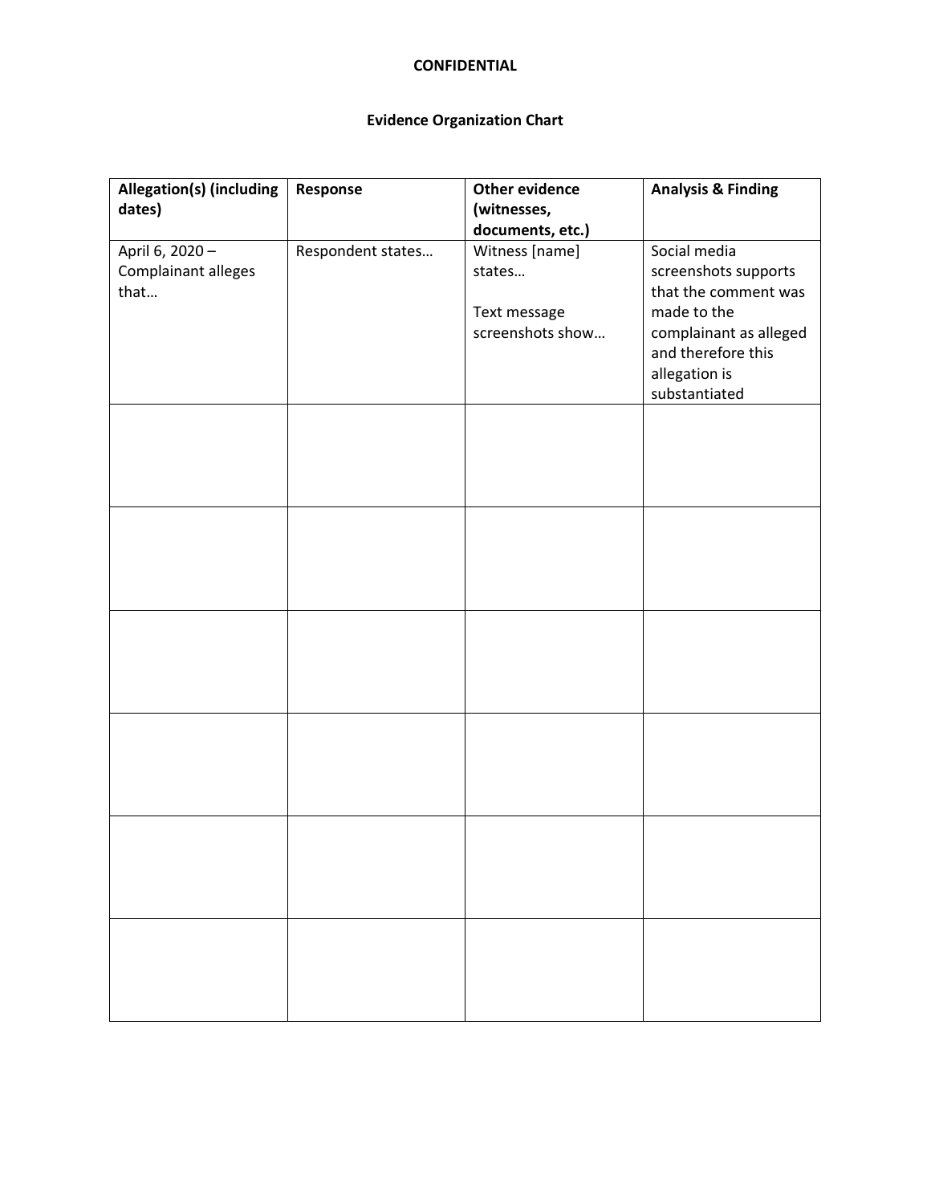**CONFIDENTIAL**

**Evidence Organization Chart**

| Allegation(s) (including dates) | Response | Other evidence (witnesses, documents, etc.) | Analysis & Finding |
|---|---|---|---|
| April 6, 2020 – Complainant alleges that… | Respondent states… | Witness [name] states…<br><br>Text message screenshots show… | Social media screenshots supports that the comment was made to the complainant as alleged and therefore this allegation is substantiated |
| | | | |
| | | | |
| | | | |
| | | | |
| | | | |
| | | | |